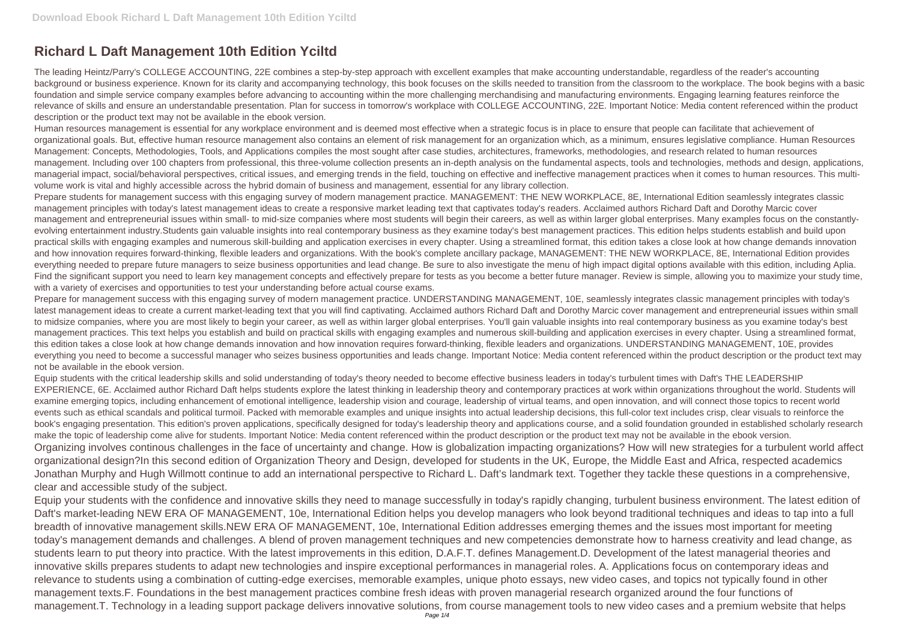# Richard L Daft Management 10th Edition Yciltd

The leading Heintz/Parry's COLLEGE ACCOUNTING, 22E combines a step-by-step approach with excellent examples that make accounting understandable, regardless of the reader's accounting background or business experience. Known for its clarity and accompanying technology, this book focuses on the skills needed to transition from the classroom to the workplace. The book begins with a basic foundation and simple service company examples before advancing to accounting within the more challenging merchandising and manufacturing environments. Engaging learning features reinforce the relevance of skills and ensure an understandable presentation. Plan for success in tomorrow's workplace with COLLEGE ACCOUNTING, 22E. Important Notice: Media content referenced within the product description or the product text may not be available in the ebook version.

Human resources management is essential for any workplace environment and is deemed most effective when a strategic focus is in place to ensure that people can facilitate that achievement of organizational goals. But, effective human resource management also contains an element of risk management for an organization which, as a minimum, ensures legislative compliance. Human Resources Management: Concepts, Methodologies, Tools, and Applications compiles the most sought after case studies, architectures, frameworks, methodologies, and research related to human resources management. Including over 100 chapters from professional, this three-volume collection presents an in-depth analysis on the fundamental aspects, tools and technologies, methods and design, applications, managerial impact, social/behavioral perspectives, critical issues, and emerging trends in the field, touching on effective and ineffective management practices when it comes to human resources. This multi-volume work is vital and highly accessible across the hybrid domain of business and management, essential for any library collection.

Prepare students for management success with this engaging survey of modern management practice. MANAGEMENT: THE NEW WORKPLACE, 8E, International Edition seamlessly integrates classic management principles with today's latest management ideas to create a responsive market leading text that captivates today's readers. Acclaimed authors Richard Daft and Dorothy Marcic cover management and entrepreneurial issues within small- to mid-size companies where most students will begin their careers, as well as within larger global enterprises. Many examples focus on the constantly-evolving entertainment industry.Students gain valuable insights into real contemporary business as they examine today's best management practices. This edition helps students establish and build upon practical skills with engaging examples and numerous skill-building and application exercises in every chapter. Using a streamlined format, this edition takes a close look at how change demands innovation and how innovation requires forward-thinking, flexible leaders and organizations. With the book's complete ancillary package, MANAGEMENT: THE NEW WORKPLACE, 8E, International Edition provides everything needed to prepare future managers to seize business opportunities and lead change. Be sure to also investigate the menu of high impact digital options available with this edition, including Aplia. Find the significant support you need to learn key management concepts and effectively prepare for tests as you become a better future manager. Review is simple, allowing you to maximize your study time, with a variety of exercises and opportunities to test your understanding before actual course exams.

Prepare for management success with this engaging survey of modern management practice. UNDERSTANDING MANAGEMENT, 10E, seamlessly integrates classic management principles with today's latest management ideas to create a current market-leading text that you will find captivating. Acclaimed authors Richard Daft and Dorothy Marcic cover management and entrepreneurial issues within small to midsize companies, where you are most likely to begin your career, as well as within larger global enterprises. You'll gain valuable insights into real contemporary business as you examine today's best management practices. This text helps you establish and build on practical skills with engaging examples and numerous skill-building and application exercises in every chapter. Using a streamlined format, this edition takes a close look at how change demands innovation and how innovation requires forward-thinking, flexible leaders and organizations. UNDERSTANDING MANAGEMENT, 10E, provides everything you need to become a successful manager who seizes business opportunities and leads change. Important Notice: Media content referenced within the product description or the product text may not be available in the ebook version.

Equip students with the critical leadership skills and solid understanding of today's theory needed to become effective business leaders in today's turbulent times with Daft's THE LEADERSHIP EXPERIENCE, 6E. Acclaimed author Richard Daft helps students explore the latest thinking in leadership theory and contemporary practices at work within organizations throughout the world. Students will examine emerging topics, including enhancement of emotional intelligence, leadership vision and courage, leadership of virtual teams, and open innovation, and will connect those topics to recent world events such as ethical scandals and political turmoil. Packed with memorable examples and unique insights into actual leadership decisions, this full-color text includes crisp, clear visuals to reinforce the book's engaging presentation. This edition's proven applications, specifically designed for today's leadership theory and applications course, and a solid foundation grounded in established scholarly research make the topic of leadership come alive for students. Important Notice: Media content referenced within the product description or the product text may not be available in the ebook version.

Organizing involves continous challenges in the face of uncertainty and change. How is globalization impacting organizations? How will new strategies for a turbulent world affect organizational design?In this second edition of Organization Theory and Design, developed for students in the UK, Europe, the Middle East and Africa, respected academics Jonathan Murphy and Hugh Willmott continue to add an international perspective to Richard L. Daft's landmark text. Together they tackle these questions in a comprehensive, clear and accessible study of the subject.

Equip your students with the confidence and innovative skills they need to manage successfully in today's rapidly changing, turbulent business environment. The latest edition of Daft's market-leading NEW ERA OF MANAGEMENT, 10e, International Edition helps you develop managers who look beyond traditional techniques and ideas to tap into a full breadth of innovative management skills.NEW ERA OF MANAGEMENT, 10e, International Edition addresses emerging themes and the issues most important for meeting today's management demands and challenges. A blend of proven management techniques and new competencies demonstrate how to harness creativity and lead change, as students learn to put theory into practice. With the latest improvements in this edition, D.A.F.T. defines Management.D. Development of the latest managerial theories and innovative skills prepares students to adapt new technologies and inspire exceptional performances in managerial roles. A. Applications focus on contemporary ideas and relevance to students using a combination of cutting-edge exercises, memorable examples, unique photo essays, new video cases, and topics not typically found in other management texts.F. Foundations in the best management practices combine fresh ideas with proven managerial research organized around the four functions of management.T. Technology in a leading support package delivers innovative solutions, from course management tools to new video cases and a premium website that helps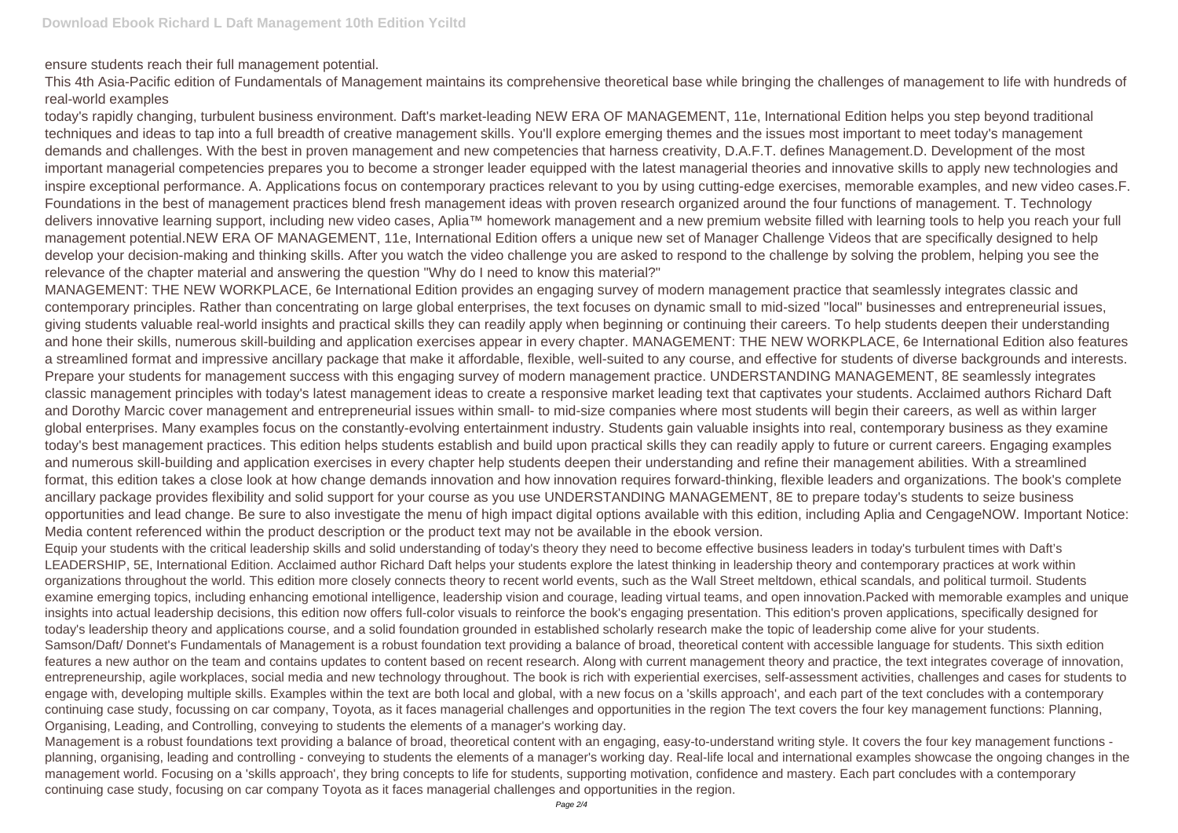ensure students reach their full management potential.

This 4th Asia-Pacific edition of Fundamentals of Management maintains its comprehensive theoretical base while bringing the challenges of management to life with hundreds of real-world examples

today's rapidly changing, turbulent business environment. Daft's market-leading NEW ERA OF MANAGEMENT, 11e, International Edition helps you step beyond traditional techniques and ideas to tap into a full breadth of creative management skills. You'll explore emerging themes and the issues most important to meet today's management demands and challenges. With the best in proven management and new competencies that harness creativity, D.A.F.T. defines Management.D. Development of the most important managerial competencies prepares you to become a stronger leader equipped with the latest managerial theories and innovative skills to apply new technologies and inspire exceptional performance. A. Applications focus on contemporary practices relevant to you by using cutting-edge exercises, memorable examples, and new video cases.F. Foundations in the best of management practices blend fresh management ideas with proven research organized around the four functions of management. T. Technology delivers innovative learning support, including new video cases, Aplia™ homework management and a new premium website filled with learning tools to help you reach your full management potential.NEW ERA OF MANAGEMENT, 11e, International Edition offers a unique new set of Manager Challenge Videos that are specifically designed to help develop your decision-making and thinking skills. After you watch the video challenge you are asked to respond to the challenge by solving the problem, helping you see the relevance of the chapter material and answering the question "Why do I need to know this material?"

MANAGEMENT: THE NEW WORKPLACE, 6e International Edition provides an engaging survey of modern management practice that seamlessly integrates classic and contemporary principles. Rather than concentrating on large global enterprises, the text focuses on dynamic small to mid-sized "local" businesses and entrepreneurial issues, giving students valuable real-world insights and practical skills they can readily apply when beginning or continuing their careers. To help students deepen their understanding and hone their skills, numerous skill-building and application exercises appear in every chapter. MANAGEMENT: THE NEW WORKPLACE, 6e International Edition also features a streamlined format and impressive ancillary package that make it affordable, flexible, well-suited to any course, and effective for students of diverse backgrounds and interests. Prepare your students for management success with this engaging survey of modern management practice. UNDERSTANDING MANAGEMENT, 8E seamlessly integrates classic management principles with today's latest management ideas to create a responsive market leading text that captivates your students. Acclaimed authors Richard Daft and Dorothy Marcic cover management and entrepreneurial issues within small- to mid-size companies where most students will begin their careers, as well as within larger global enterprises. Many examples focus on the constantly-evolving entertainment industry. Students gain valuable insights into real, contemporary business as they examine today's best management practices. This edition helps students establish and build upon practical skills they can readily apply to future or current careers. Engaging examples and numerous skill-building and application exercises in every chapter help students deepen their understanding and refine their management abilities. With a streamlined format, this edition takes a close look at how change demands innovation and how innovation requires forward-thinking, flexible leaders and organizations. The book's complete ancillary package provides flexibility and solid support for your course as you use UNDERSTANDING MANAGEMENT, 8E to prepare today's students to seize business opportunities and lead change. Be sure to also investigate the menu of high impact digital options available with this edition, including Aplia and CengageNOW. Important Notice: Media content referenced within the product description or the product text may not be available in the ebook version.

Equip your students with the critical leadership skills and solid understanding of today's theory they need to become effective business leaders in today's turbulent times with Daft's LEADERSHIP, 5E, International Edition. Acclaimed author Richard Daft helps your students explore the latest thinking in leadership theory and contemporary practices at work within organizations throughout the world. This edition more closely connects theory to recent world events, such as the Wall Street meltdown, ethical scandals, and political turmoil. Students examine emerging topics, including enhancing emotional intelligence, leadership vision and courage, leading virtual teams, and open innovation.Packed with memorable examples and unique insights into actual leadership decisions, this edition now offers full-color visuals to reinforce the book's engaging presentation. This edition's proven applications, specifically designed for today's leadership theory and applications course, and a solid foundation grounded in established scholarly research make the topic of leadership come alive for your students.

Samson/Daft/ Donnet's Fundamentals of Management is a robust foundation text providing a balance of broad, theoretical content with accessible language for students. This sixth edition features a new author on the team and contains updates to content based on recent research. Along with current management theory and practice, the text integrates coverage of innovation, entrepreneurship, agile workplaces, social media and new technology throughout. The book is rich with experiential exercises, self-assessment activities, challenges and cases for students to engage with, developing multiple skills. Examples within the text are both local and global, with a new focus on a 'skills approach', and each part of the text concludes with a contemporary continuing case study, focussing on car company, Toyota, as it faces managerial challenges and opportunities in the region The text covers the four key management functions: Planning, Organising, Leading, and Controlling, conveying to students the elements of a manager's working day.

Management is a robust foundations text providing a balance of broad, theoretical content with an engaging, easy-to-understand writing style. It covers the four key management functions - planning, organising, leading and controlling - conveying to students the elements of a manager's working day. Real-life local and international examples showcase the ongoing changes in the management world. Focusing on a 'skills approach', they bring concepts to life for students, supporting motivation, confidence and mastery. Each part concludes with a contemporary continuing case study, focusing on car company Toyota as it faces managerial challenges and opportunities in the region.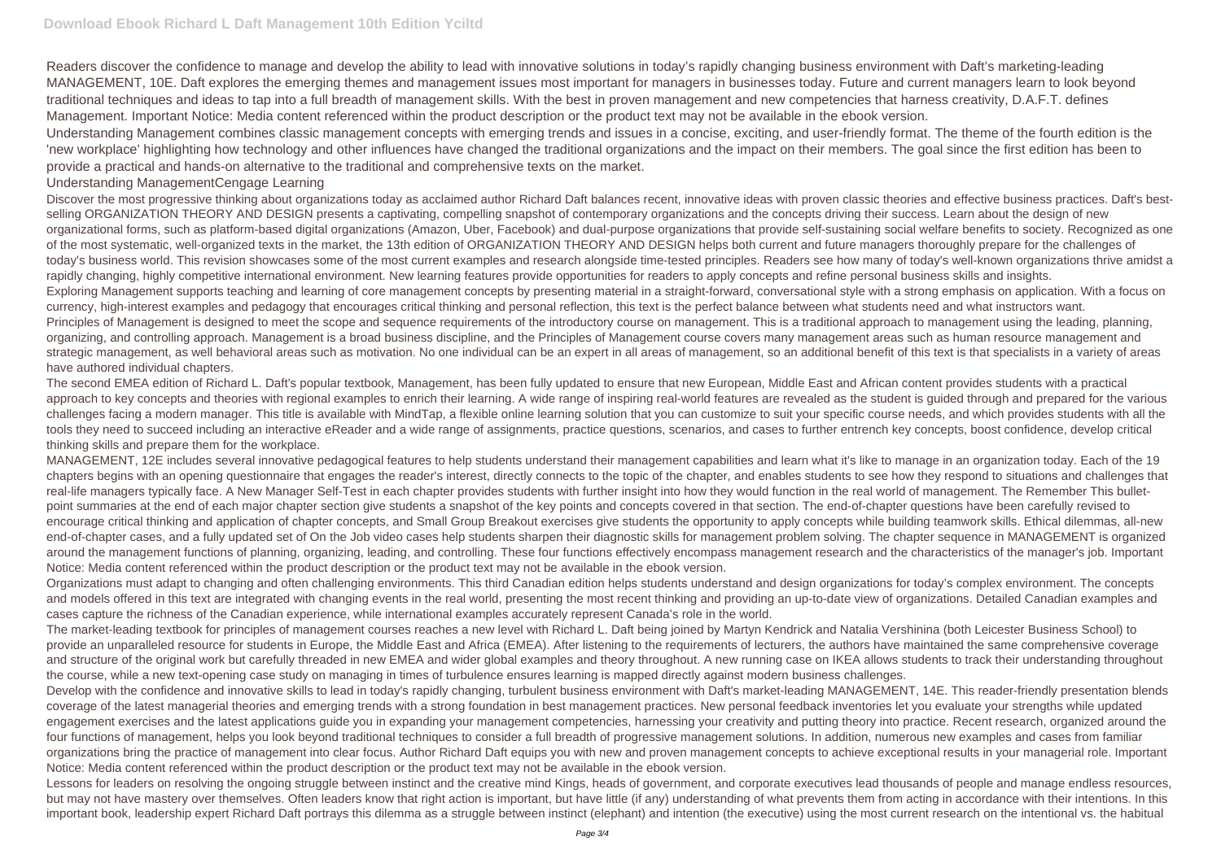Readers discover the confidence to manage and develop the ability to lead with innovative solutions in today's rapidly changing business environment with Daft's marketing-leading MANAGEMENT, 10E. Daft explores the emerging themes and management issues most important for managers in businesses today. Future and current managers learn to look beyond traditional techniques and ideas to tap into a full breadth of management skills. With the best in proven management and new competencies that harness creativity, D.A.F.T. defines Management. Important Notice: Media content referenced within the product description or the product text may not be available in the ebook version.

Understanding Management combines classic management concepts with emerging trends and issues in a concise, exciting, and user-friendly format. The theme of the fourth edition is the 'new workplace' highlighting how technology and other influences have changed the traditional organizations and the impact on their members. The goal since the first edition has been to provide a practical and hands-on alternative to the traditional and comprehensive texts on the market.

Understanding ManagementCengage Learning

Discover the most progressive thinking about organizations today as acclaimed author Richard Daft balances recent, innovative ideas with proven classic theories and effective business practices. Daft's best-selling ORGANIZATION THEORY AND DESIGN presents a captivating, compelling snapshot of contemporary organizations and the concepts driving their success. Learn about the design of new organizational forms, such as platform-based digital organizations (Amazon, Uber, Facebook) and dual-purpose organizations that provide self-sustaining social welfare benefits to society. Recognized as one of the most systematic, well-organized texts in the market, the 13th edition of ORGANIZATION THEORY AND DESIGN helps both current and future managers thoroughly prepare for the challenges of today's business world. This revision showcases some of the most current examples and research alongside time-tested principles. Readers see how many of today's well-known organizations thrive amidst a rapidly changing, highly competitive international environment. New learning features provide opportunities for readers to apply concepts and refine personal business skills and insights.

Exploring Management supports teaching and learning of core management concepts by presenting material in a straight-forward, conversational style with a strong emphasis on application. With a focus on currency, high-interest examples and pedagogy that encourages critical thinking and personal reflection, this text is the perfect balance between what students need and what instructors want.

Principles of Management is designed to meet the scope and sequence requirements of the introductory course on management. This is a traditional approach to management using the leading, planning, organizing, and controlling approach. Management is a broad business discipline, and the Principles of Management course covers many management areas such as human resource management and strategic management, as well behavioral areas such as motivation. No one individual can be an expert in all areas of management, so an additional benefit of this text is that specialists in a variety of areas have authored individual chapters.

The second EMEA edition of Richard L. Daft's popular textbook, Management, has been fully updated to ensure that new European, Middle East and African content provides students with a practical approach to key concepts and theories with regional examples to enrich their learning. A wide range of inspiring real-world features are revealed as the student is guided through and prepared for the various challenges facing a modern manager. This title is available with MindTap, a flexible online learning solution that you can customize to suit your specific course needs, and which provides students with all the tools they need to succeed including an interactive eReader and a wide range of assignments, practice questions, scenarios, and cases to further entrench key concepts, boost confidence, develop critical thinking skills and prepare them for the workplace.

MANAGEMENT, 12E includes several innovative pedagogical features to help students understand their management capabilities and learn what it's like to manage in an organization today. Each of the 19 chapters begins with an opening questionnaire that engages the reader's interest, directly connects to the topic of the chapter, and enables students to see how they respond to situations and challenges that real-life managers typically face. A New Manager Self-Test in each chapter provides students with further insight into how they would function in the real world of management. The Remember This bullet-point summaries at the end of each major chapter section give students a snapshot of the key points and concepts covered in that section. The end-of-chapter questions have been carefully revised to encourage critical thinking and application of chapter concepts, and Small Group Breakout exercises give students the opportunity to apply concepts while building teamwork skills. Ethical dilemmas, all-new end-of-chapter cases, and a fully updated set of On the Job video cases help students sharpen their diagnostic skills for management problem solving. The chapter sequence in MANAGEMENT is organized around the management functions of planning, organizing, leading, and controlling. These four functions effectively encompass management research and the characteristics of the manager's job. Important Notice: Media content referenced within the product description or the product text may not be available in the ebook version.

Organizations must adapt to changing and often challenging environments. This third Canadian edition helps students understand and design organizations for today's complex environment. The concepts and models offered in this text are integrated with changing events in the real world, presenting the most recent thinking and providing an up-to-date view of organizations. Detailed Canadian examples and cases capture the richness of the Canadian experience, while international examples accurately represent Canada's role in the world.

The market-leading textbook for principles of management courses reaches a new level with Richard L. Daft being joined by Martyn Kendrick and Natalia Vershinina (both Leicester Business School) to provide an unparalleled resource for students in Europe, the Middle East and Africa (EMEA). After listening to the requirements of lecturers, the authors have maintained the same comprehensive coverage and structure of the original work but carefully threaded in new EMEA and wider global examples and theory throughout. A new running case on IKEA allows students to track their understanding throughout the course, while a new text-opening case study on managing in times of turbulence ensures learning is mapped directly against modern business challenges.

Develop with the confidence and innovative skills to lead in today's rapidly changing, turbulent business environment with Daft's market-leading MANAGEMENT, 14E. This reader-friendly presentation blends coverage of the latest managerial theories and emerging trends with a strong foundation in best management practices. New personal feedback inventories let you evaluate your strengths while updated engagement exercises and the latest applications guide you in expanding your management competencies, harnessing your creativity and putting theory into practice. Recent research, organized around the four functions of management, helps you look beyond traditional techniques to consider a full breadth of progressive management solutions. In addition, numerous new examples and cases from familiar organizations bring the practice of management into clear focus. Author Richard Daft equips you with new and proven management concepts to achieve exceptional results in your managerial role. Important Notice: Media content referenced within the product description or the product text may not be available in the ebook version.

Lessons for leaders on resolving the ongoing struggle between instinct and the creative mind Kings, heads of government, and corporate executives lead thousands of people and manage endless resources, but may not have mastery over themselves. Often leaders know that right action is important, but have little (if any) understanding of what prevents them from acting in accordance with their intentions. In this important book, leadership expert Richard Daft portrays this dilemma as a struggle between instinct (elephant) and intention (the executive) using the most current research on the intentional vs. the habitual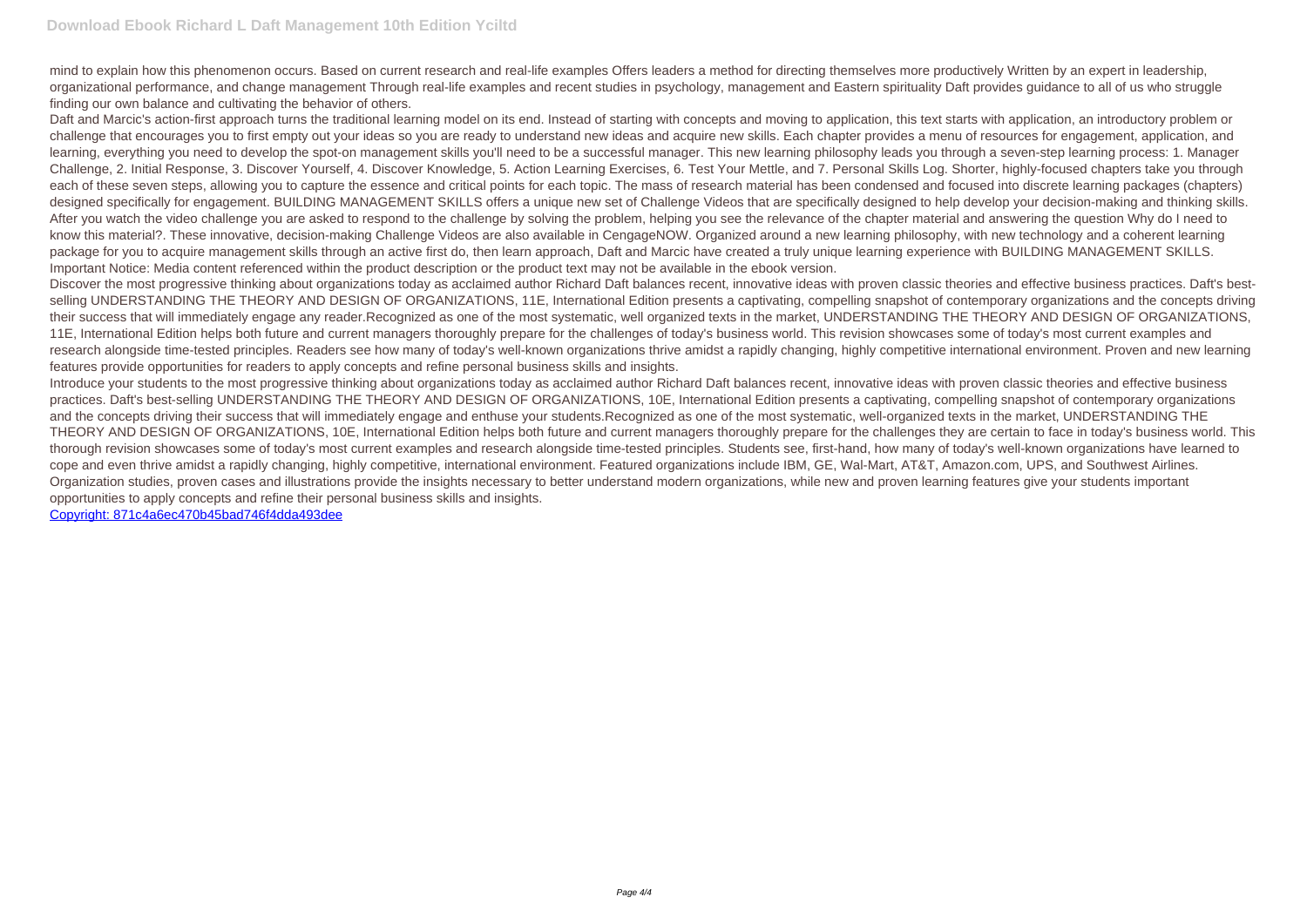mind to explain how this phenomenon occurs. Based on current research and real-life examples Offers leaders a method for directing themselves more productively Written by an expert in leadership, organizational performance, and change management Through real-life examples and recent studies in psychology, management and Eastern spirituality Daft provides guidance to all of us who struggle finding our own balance and cultivating the behavior of others.

Daft and Marcic's action-first approach turns the traditional learning model on its end. Instead of starting with concepts and moving to application, this text starts with application, an introductory problem or challenge that encourages you to first empty out your ideas so you are ready to understand new ideas and acquire new skills. Each chapter provides a menu of resources for engagement, application, and learning, everything you need to develop the spot-on management skills you'll need to be a successful manager. This new learning philosophy leads you through a seven-step learning process: 1. Manager Challenge, 2. Initial Response, 3. Discover Yourself, 4. Discover Knowledge, 5. Action Learning Exercises, 6. Test Your Mettle, and 7. Personal Skills Log. Shorter, highly-focused chapters take you through each of these seven steps, allowing you to capture the essence and critical points for each topic. The mass of research material has been condensed and focused into discrete learning packages (chapters) designed specifically for engagement. BUILDING MANAGEMENT SKILLS offers a unique new set of Challenge Videos that are specifically designed to help develop your decision-making and thinking skills. After you watch the video challenge you are asked to respond to the challenge by solving the problem, helping you see the relevance of the chapter material and answering the question Why do I need to know this material?. These innovative, decision-making Challenge Videos are also available in CengageNOW. Organized around a new learning philosophy, with new technology and a coherent learning package for you to acquire management skills through an active first do, then learn approach, Daft and Marcic have created a truly unique learning experience with BUILDING MANAGEMENT SKILLS. Important Notice: Media content referenced within the product description or the product text may not be available in the ebook version.

Discover the most progressive thinking about organizations today as acclaimed author Richard Daft balances recent, innovative ideas with proven classic theories and effective business practices. Daft's best-selling UNDERSTANDING THE THEORY AND DESIGN OF ORGANIZATIONS, 11E, International Edition presents a captivating, compelling snapshot of contemporary organizations and the concepts driving their success that will immediately engage any reader.Recognized as one of the most systematic, well organized texts in the market, UNDERSTANDING THE THEORY AND DESIGN OF ORGANIZATIONS, 11E, International Edition helps both future and current managers thoroughly prepare for the challenges of today's business world. This revision showcases some of today's most current examples and research alongside time-tested principles. Readers see how many of today's well-known organizations thrive amidst a rapidly changing, highly competitive international environment. Proven and new learning features provide opportunities for readers to apply concepts and refine personal business skills and insights.

Introduce your students to the most progressive thinking about organizations today as acclaimed author Richard Daft balances recent, innovative ideas with proven classic theories and effective business practices. Daft's best-selling UNDERSTANDING THE THEORY AND DESIGN OF ORGANIZATIONS, 10E, International Edition presents a captivating, compelling snapshot of contemporary organizations and the concepts driving their success that will immediately engage and enthuse your students.Recognized as one of the most systematic, well-organized texts in the market, UNDERSTANDING THE THEORY AND DESIGN OF ORGANIZATIONS, 10E, International Edition helps both future and current managers thoroughly prepare for the challenges they are certain to face in today's business world. This thorough revision showcases some of today's most current examples and research alongside time-tested principles. Students see, first-hand, how many of today's well-known organizations have learned to cope and even thrive amidst a rapidly changing, highly competitive, international environment. Featured organizations include IBM, GE, Wal-Mart, AT&T, Amazon.com, UPS, and Southwest Airlines. Organization studies, proven cases and illustrations provide the insights necessary to better understand modern organizations, while new and proven learning features give your students important opportunities to apply concepts and refine their personal business skills and insights.

Copyright: 871c4a6ec470b45bad746f4dda493dee